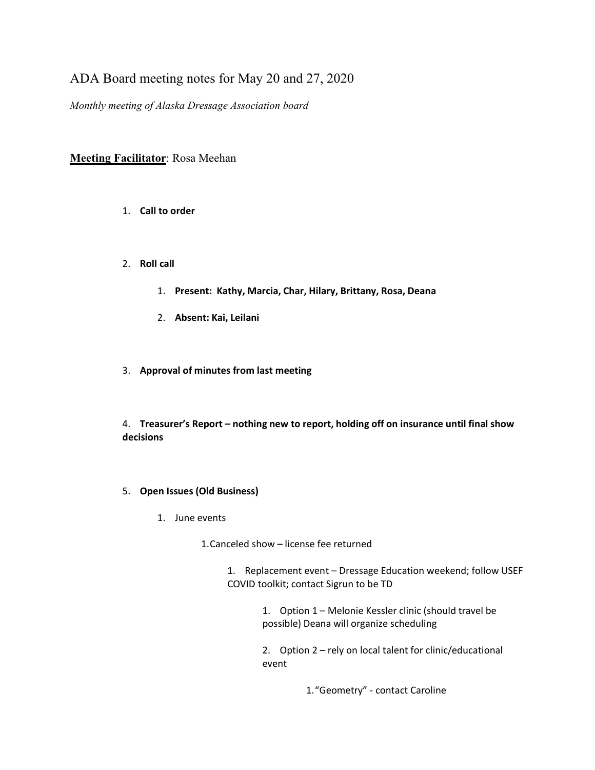# ADA Board meeting notes for May 20 and 27, 2020

*Monthly meeting of Alaska Dressage Association board*

**Meeting Facilitator**: Rosa Meehan

1. **Call to order**

2. **Roll call**

    1. **Present: Kathy, Marcia, Char, Hilary, Brittany, Rosa, Deana**
    2. **Absent: Kai, Leilani**

3. **Approval of minutes from last meeting**

4. **Treasurer's Report – nothing new to report, holding off on insurance until final show decisions**

5. **Open Issues (Old Business)**

    1. June events

        1. Canceled show – license fee returned

            1. Replacement event – Dressage Education weekend; follow USEF COVID toolkit; contact Sigrun to be TD

                1. Option 1 – Melonie Kessler clinic (should travel be possible) Deana will organize scheduling
                2. Option 2 – rely on local talent for clinic/educational event

                    1. "Geometry" - contact Caroline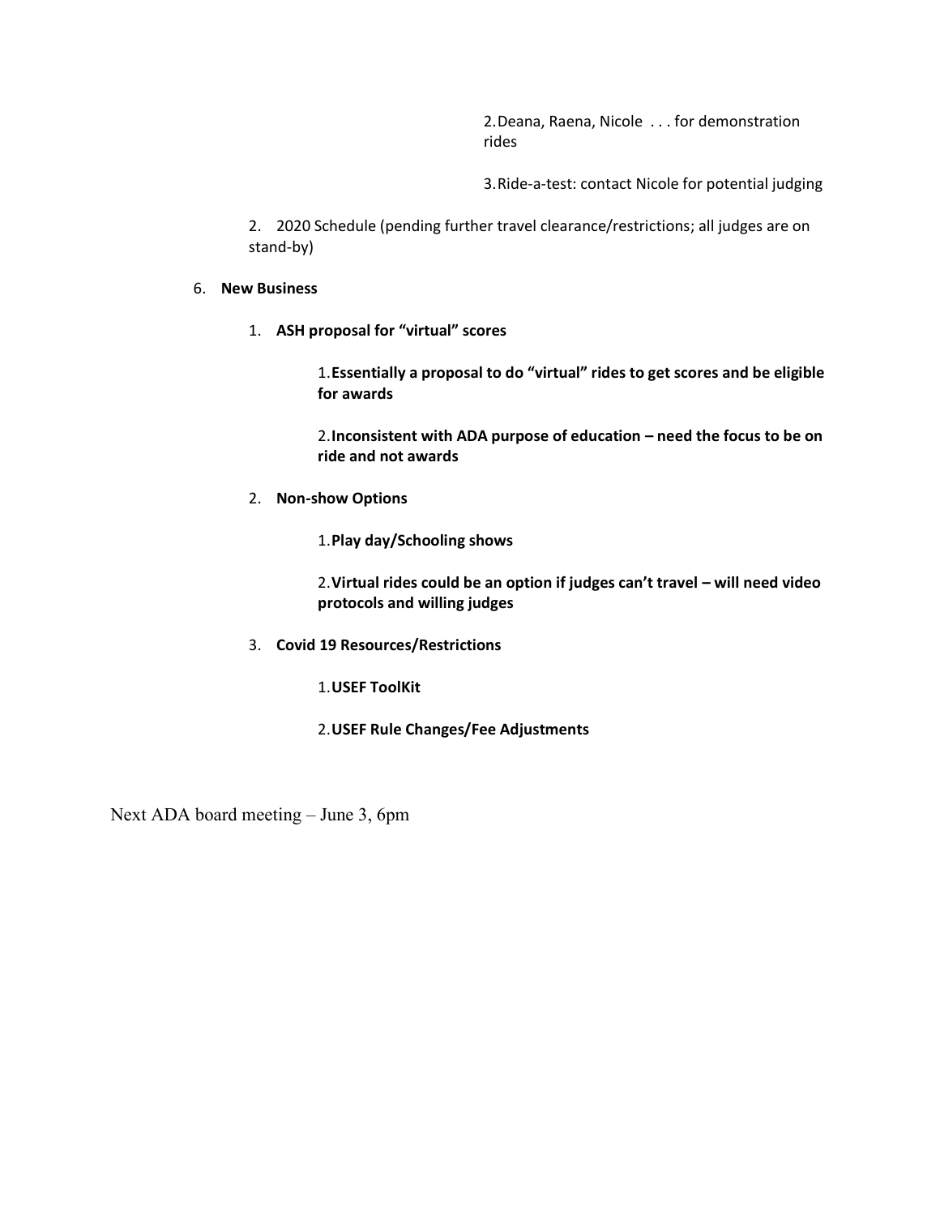2. Deana, Raena, Nicole . . . for demonstration rides

3. Ride-a-test: contact Nicole for potential judging

2. 2020 Schedule (pending further travel clearance/restrictions; all judges are on stand-by)

6. **New Business**

   1. **ASH proposal for "virtual" scores**

      1. **Essentially a proposal to do "virtual" rides to get scores and be eligible for awards**

      2. **Inconsistent with ADA purpose of education – need the focus to be on ride and not awards**

   2. **Non-show Options**

      1. **Play day/Schooling shows**

      2. **Virtual rides could be an option if judges can't travel – will need video protocols and willing judges**

   3. **Covid 19 Resources/Restrictions**

      1. **USEF ToolKit**

      2. **USEF Rule Changes/Fee Adjustments**

Next ADA board meeting – June 3, 6pm